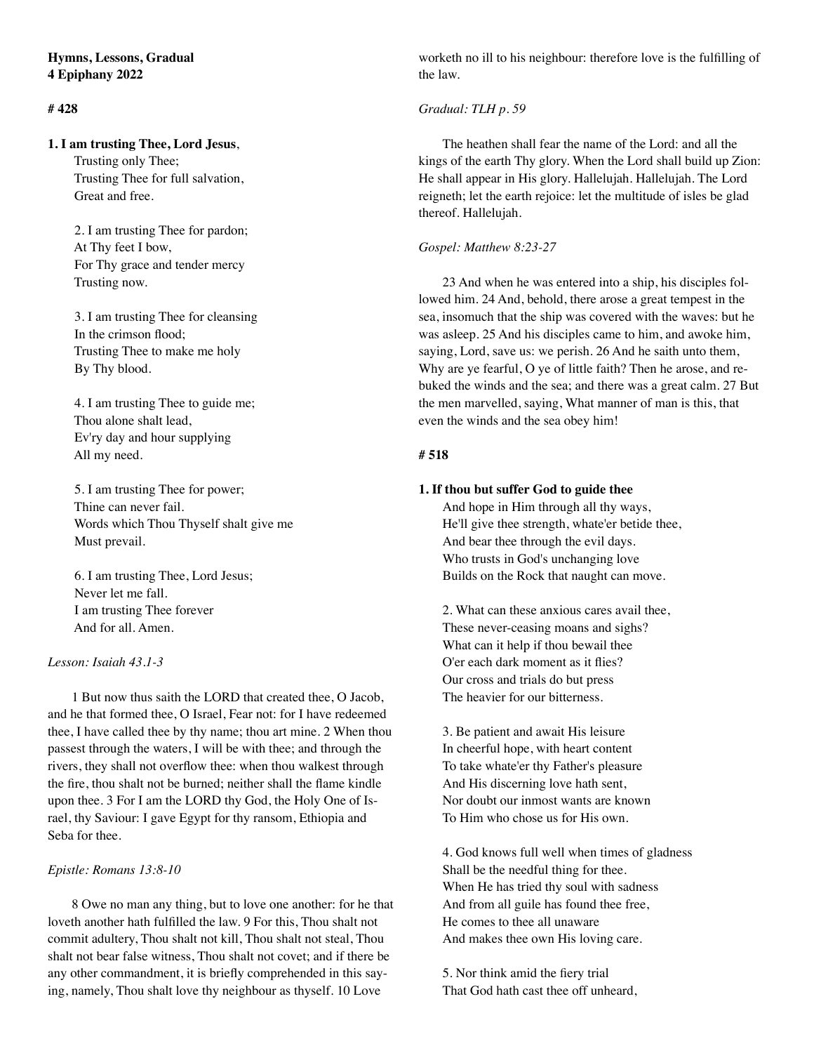**Hymns, Lessons, Gradual**
**4 Epiphany 2022**

**# 428**

**1. I am trusting Thee, Lord Jesus**,
Trusting only Thee;
Trusting Thee for full salvation,
Great and free.

2. I am trusting Thee for pardon;
At Thy feet I bow,
For Thy grace and tender mercy
Trusting now.

3. I am trusting Thee for cleansing
In the crimson flood;
Trusting Thee to make me holy
By Thy blood.

4. I am trusting Thee to guide me;
Thou alone shalt lead,
Ev'ry day and hour supplying
All my need.

5. I am trusting Thee for power;
Thine can never fail.
Words which Thou Thyself shalt give me
Must prevail.

6. I am trusting Thee, Lord Jesus;
Never let me fall.
I am trusting Thee forever
And for all. Amen.

*Lesson: Isaiah 43.1-3*

1 But now thus saith the LORD that created thee, O Jacob, and he that formed thee, O Israel, Fear not: for I have redeemed thee, I have called thee by thy name; thou art mine. 2 When thou passest through the waters, I will be with thee; and through the rivers, they shall not overflow thee: when thou walkest through the fire, thou shalt not be burned; neither shall the flame kindle upon thee. 3 For I am the LORD thy God, the Holy One of Israel, thy Saviour: I gave Egypt for thy ransom, Ethiopia and Seba for thee.

*Epistle: Romans 13:8-10*

8 Owe no man any thing, but to love one another: for he that loveth another hath fulfilled the law. 9 For this, Thou shalt not commit adultery, Thou shalt not kill, Thou shalt not steal, Thou shalt not bear false witness, Thou shalt not covet; and if there be any other commandment, it is briefly comprehended in this saying, namely, Thou shalt love thy neighbour as thyself. 10 Love worketh no ill to his neighbour: therefore love is the fulfilling of the law.

*Gradual: TLH p. 59*

The heathen shall fear the name of the Lord: and all the kings of the earth Thy glory. When the Lord shall build up Zion: He shall appear in His glory. Hallelujah. Hallelujah. The Lord reigneth; let the earth rejoice: let the multitude of isles be glad thereof. Hallelujah.

*Gospel: Matthew 8:23-27*

23 And when he was entered into a ship, his disciples followed him. 24 And, behold, there arose a great tempest in the sea, insomuch that the ship was covered with the waves: but he was asleep. 25 And his disciples came to him, and awoke him, saying, Lord, save us: we perish. 26 And he saith unto them, Why are ye fearful, O ye of little faith? Then he arose, and rebuked the winds and the sea; and there was a great calm. 27 But the men marvelled, saying, What manner of man is this, that even the winds and the sea obey him!

**# 518**

**1. If thou but suffer God to guide thee**
And hope in Him through all thy ways,
He'll give thee strength, whate'er betide thee,
And bear thee through the evil days.
Who trusts in God's unchanging love
Builds on the Rock that naught can move.

2. What can these anxious cares avail thee,
These never-ceasing moans and sighs?
What can it help if thou bewail thee
O'er each dark moment as it flies?
Our cross and trials do but press
The heavier for our bitterness.

3. Be patient and await His leisure
In cheerful hope, with heart content
To take whate'er thy Father's pleasure
And His discerning love hath sent,
Nor doubt our inmost wants are known
To Him who chose us for His own.

4. God knows full well when times of gladness
Shall be the needful thing for thee.
When He has tried thy soul with sadness
And from all guile has found thee free,
He comes to thee all unaware
And makes thee own His loving care.

5. Nor think amid the fiery trial
That God hath cast thee off unheard,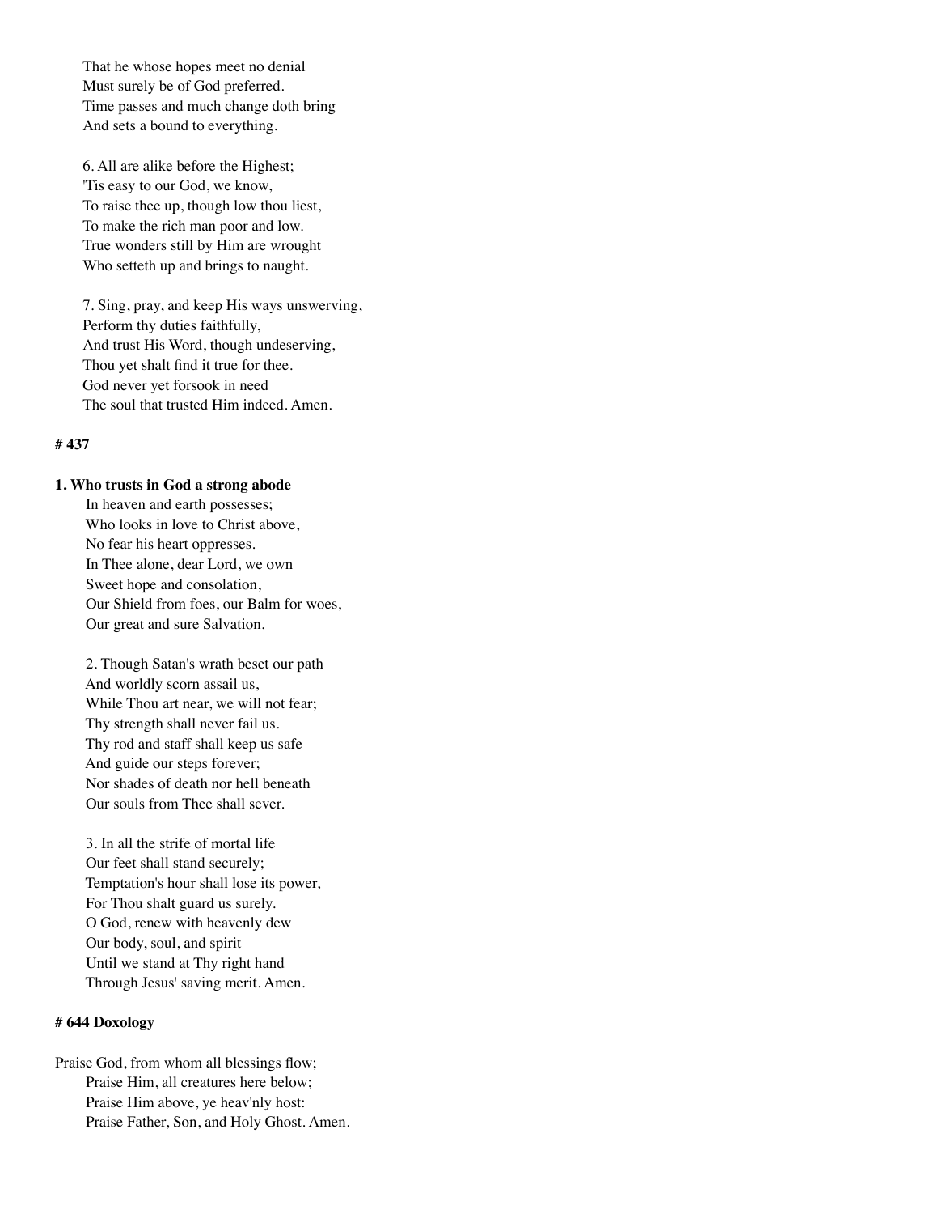That he whose hopes meet no denial
Must surely be of God preferred.
Time passes and much change doth bring
And sets a bound to everything.

6. All are alike before the Highest;
'Tis easy to our God, we know,
To raise thee up, though low thou liest,
To make the rich man poor and low.
True wonders still by Him are wrought
Who setteth up and brings to naught.

7. Sing, pray, and keep His ways unswerving,
Perform thy duties faithfully,
And trust His Word, though undeserving,
Thou yet shalt find it true for thee.
God never yet forsook in need
The soul that trusted Him indeed. Amen.

**# 437**

**1. Who trusts in God a strong abode**
In heaven and earth possesses;
Who looks in love to Christ above,
No fear his heart oppresses.
In Thee alone, dear Lord, we own
Sweet hope and consolation,
Our Shield from foes, our Balm for woes,
Our great and sure Salvation.

2. Though Satan's wrath beset our path
And worldly scorn assail us,
While Thou art near, we will not fear;
Thy strength shall never fail us.
Thy rod and staff shall keep us safe
And guide our steps forever;
Nor shades of death nor hell beneath
Our souls from Thee shall sever.

3. In all the strife of mortal life
Our feet shall stand securely;
Temptation's hour shall lose its power,
For Thou shalt guard us surely.
O God, renew with heavenly dew
Our body, soul, and spirit
Until we stand at Thy right hand
Through Jesus' saving merit. Amen.

**# 644 Doxology**

Praise God, from whom all blessings flow;
Praise Him, all creatures here below;
Praise Him above, ye heav'nly host:
Praise Father, Son, and Holy Ghost. Amen.